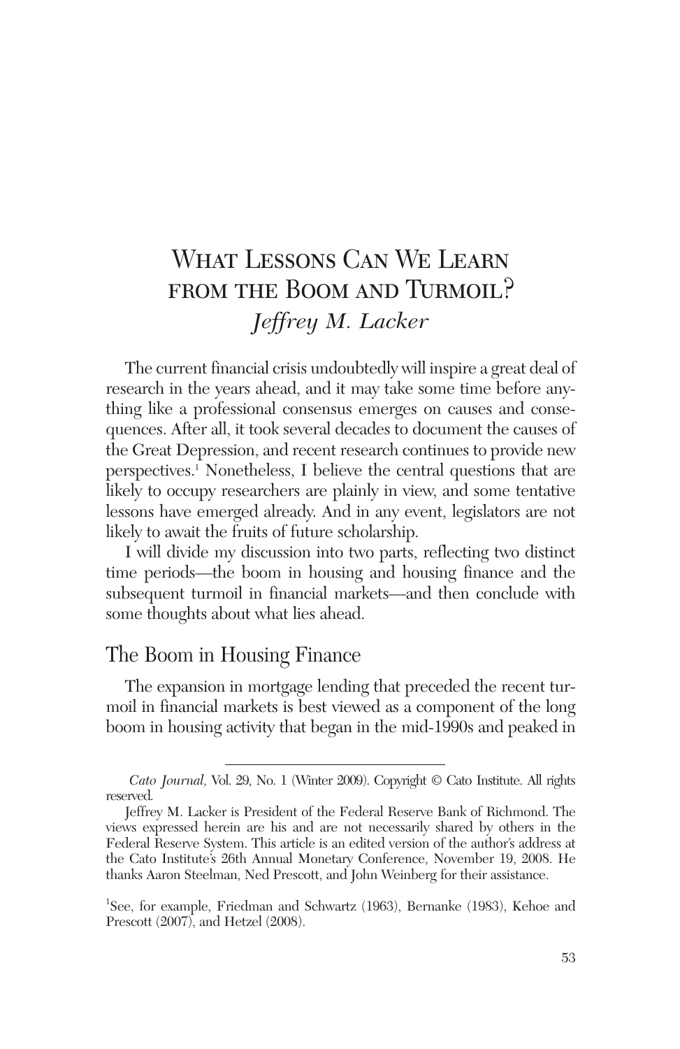# What Lessons Can We Learn from the Boom and Turmoil?

*Jeffrey M. Lacker*

The current financial crisis undoubtedly will inspire a great deal of research in the years ahead, and it may take some time before anything like a professional consensus emerges on causes and consequences. After all, it took several decades to document the causes of the Great Depression, and recent research continues to provide new perspectives.[1] Nonetheless, I believe the central questions that are likely to occupy researchers are plainly in view, and some tentative lessons have emerged already. And in any event, legislators are not likely to await the fruits of future scholarship.

I will divide my discussion into two parts, reflecting two distinct time periods—the boom in housing and housing finance and the subsequent turmoil in financial markets—and then conclude with some thoughts about what lies ahead.

## The Boom in Housing Finance

The expansion in mortgage lending that preceded the recent turmoil in financial markets is best viewed as a component of the long boom in housing activity that began in the mid-1990s and peaked in

---

*Cato Journal,* Vol. 29, No. 1 (Winter 2009). Copyright © Cato Institute. All rights reserved.

Jeffrey M. Lacker is President of the Federal Reserve Bank of Richmond. The views expressed herein are his and are not necessarily shared by others in the Federal Reserve System. This article is an edited version of the author's address at the Cato Institute's 26th Annual Monetary Conference, November 19, 2008. He thanks Aaron Steelman, Ned Prescott, and John Weinberg for their assistance.

[1] See, for example, Friedman and Schwartz (1963), Bernanke (1983), Kehoe and Prescott (2007), and Hetzel (2008).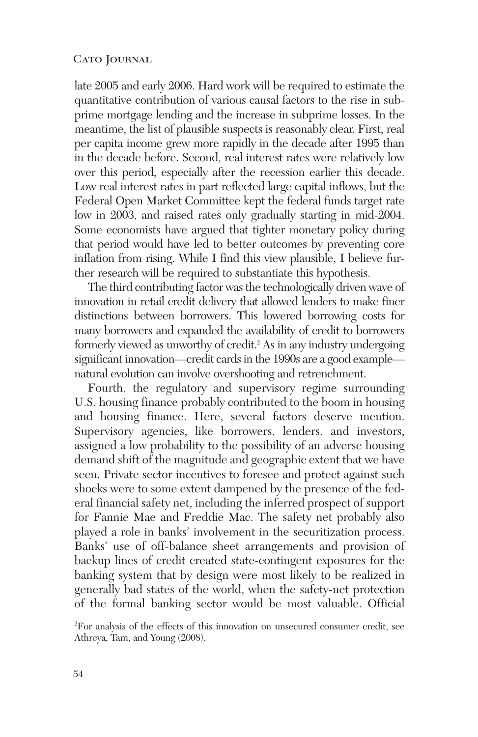late 2005 and early 2006. Hard work will be required to estimate the quantitative contribution of various causal factors to the rise in subprime mortgage lending and the increase in subprime losses. In the meantime, the list of plausible suspects is reasonably clear. First, real per capita income grew more rapidly in the decade after 1995 than in the decade before. Second, real interest rates were relatively low over this period, especially after the recession earlier this decade. Low real interest rates in part reflected large capital inflows, but the Federal Open Market Committee kept the federal funds target rate low in 2003, and raised rates only gradually starting in mid-2004. Some economists have argued that tighter monetary policy during that period would have led to better outcomes by preventing core inflation from rising. While I find this view plausible, I believe further research will be required to substantiate this hypothesis.

The third contributing factor was the technologically driven wave of innovation in retail credit delivery that allowed lenders to make finer distinctions between borrowers. This lowered borrowing costs for many borrowers and expanded the availability of credit to borrowers formerly viewed as unworthy of credit.[2] As in any industry undergoing significant innovation—credit cards in the 1990s are a good example—natural evolution can involve overshooting and retrenchment.

Fourth, the regulatory and supervisory regime surrounding U.S. housing finance probably contributed to the boom in housing and housing finance. Here, several factors deserve mention. Supervisory agencies, like borrowers, lenders, and investors, assigned a low probability to the possibility of an adverse housing demand shift of the magnitude and geographic extent that we have seen. Private sector incentives to foresee and protect against such shocks were to some extent dampened by the presence of the federal financial safety net, including the inferred prospect of support for Fannie Mae and Freddie Mac. The safety net probably also played a role in banks' involvement in the securitization process. Banks' use of off-balance sheet arrangements and provision of backup lines of credit created state-contingent exposures for the banking system that by design were most likely to be realized in generally bad states of the world, when the safety-net protection of the formal banking sector would be most valuable. Official

[2]For analysis of the effects of this innovation on unsecured consumer credit, see Athreya, Tam, and Young (2008).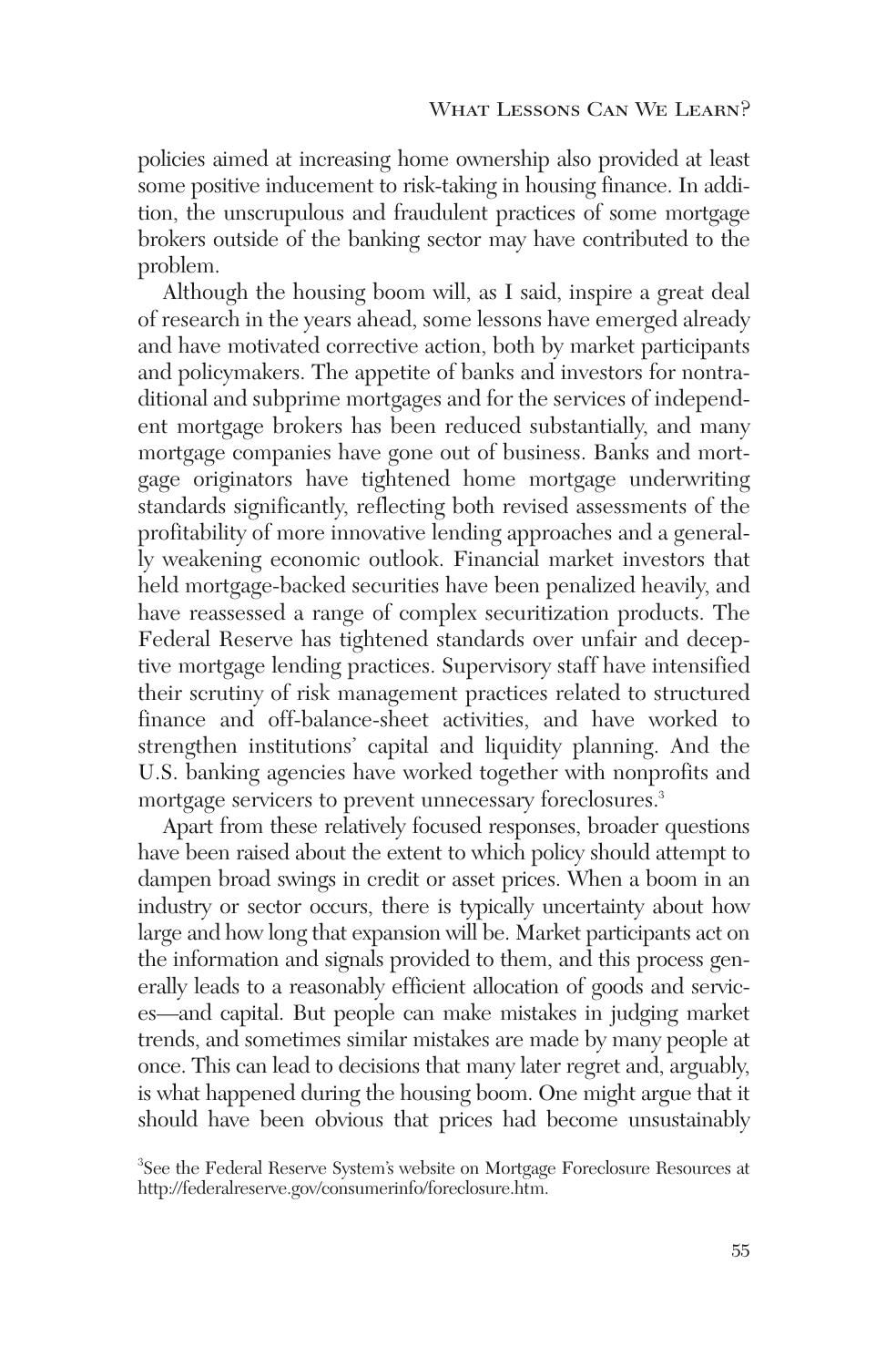policies aimed at increasing home ownership also provided at least some positive inducement to risk-taking in housing finance. In addition, the unscrupulous and fraudulent practices of some mortgage brokers outside of the banking sector may have contributed to the problem.

Although the housing boom will, as I said, inspire a great deal of research in the years ahead, some lessons have emerged already and have motivated corrective action, both by market participants and policymakers. The appetite of banks and investors for nontraditional and subprime mortgages and for the services of independent mortgage brokers has been reduced substantially, and many mortgage companies have gone out of business. Banks and mortgage originators have tightened home mortgage underwriting standards significantly, reflecting both revised assessments of the profitability of more innovative lending approaches and a generally weakening economic outlook. Financial market investors that held mortgage-backed securities have been penalized heavily, and have reassessed a range of complex securitization products. The Federal Reserve has tightened standards over unfair and deceptive mortgage lending practices. Supervisory staff have intensified their scrutiny of risk management practices related to structured finance and off-balance-sheet activities, and have worked to strengthen institutions' capital and liquidity planning. And the U.S. banking agencies have worked together with nonprofits and mortgage servicers to prevent unnecessary foreclosures.[3]

Apart from these relatively focused responses, broader questions have been raised about the extent to which policy should attempt to dampen broad swings in credit or asset prices. When a boom in an industry or sector occurs, there is typically uncertainty about how large and how long that expansion will be. Market participants act on the information and signals provided to them, and this process generally leads to a reasonably efficient allocation of goods and services—and capital. But people can make mistakes in judging market trends, and sometimes similar mistakes are made by many people at once. This can lead to decisions that many later regret and, arguably, is what happened during the housing boom. One might argue that it should have been obvious that prices had become unsustainably

[3]See the Federal Reserve System's website on Mortgage Foreclosure Resources at http://federalreserve.gov/consumerinfo/foreclosure.htm.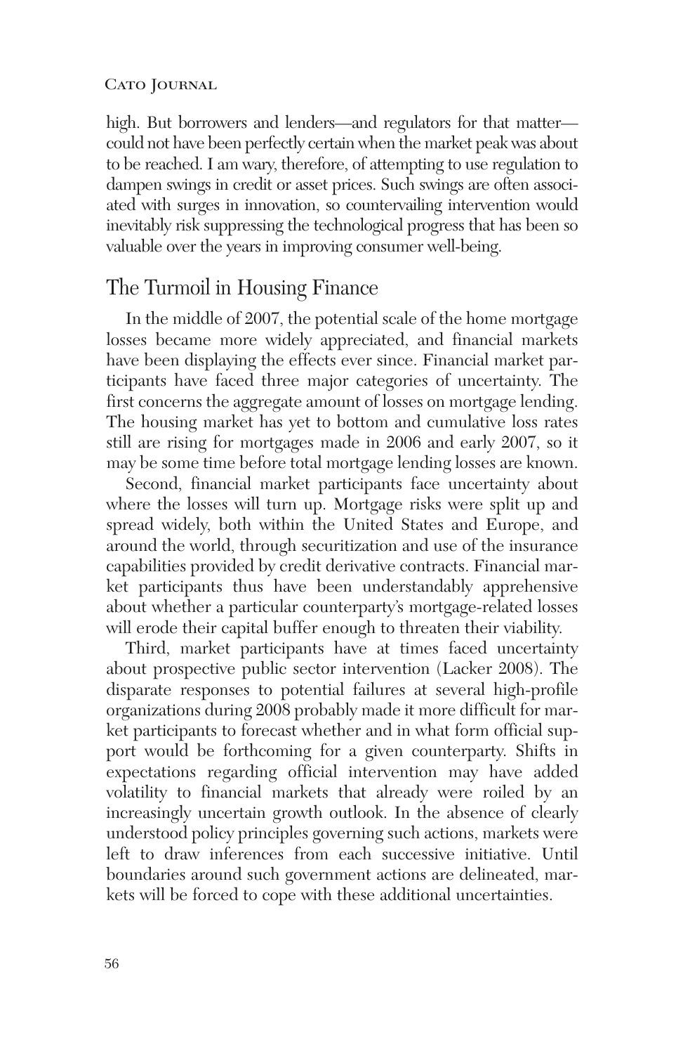high. But borrowers and lenders—and regulators for that matter—could not have been perfectly certain when the market peak was about to be reached. I am wary, therefore, of attempting to use regulation to dampen swings in credit or asset prices. Such swings are often associated with surges in innovation, so countervailing intervention would inevitably risk suppressing the technological progress that has been so valuable over the years in improving consumer well-being.

## The Turmoil in Housing Finance

In the middle of 2007, the potential scale of the home mortgage losses became more widely appreciated, and financial markets have been displaying the effects ever since. Financial market participants have faced three major categories of uncertainty. The first concerns the aggregate amount of losses on mortgage lending. The housing market has yet to bottom and cumulative loss rates still are rising for mortgages made in 2006 and early 2007, so it may be some time before total mortgage lending losses are known.

Second, financial market participants face uncertainty about where the losses will turn up. Mortgage risks were split up and spread widely, both within the United States and Europe, and around the world, through securitization and use of the insurance capabilities provided by credit derivative contracts. Financial market participants thus have been understandably apprehensive about whether a particular counterparty's mortgage-related losses will erode their capital buffer enough to threaten their viability.

Third, market participants have at times faced uncertainty about prospective public sector intervention (Lacker 2008). The disparate responses to potential failures at several high-profile organizations during 2008 probably made it more difficult for market participants to forecast whether and in what form official support would be forthcoming for a given counterparty. Shifts in expectations regarding official intervention may have added volatility to financial markets that already were roiled by an increasingly uncertain growth outlook. In the absence of clearly understood policy principles governing such actions, markets were left to draw inferences from each successive initiative. Until boundaries around such government actions are delineated, markets will be forced to cope with these additional uncertainties.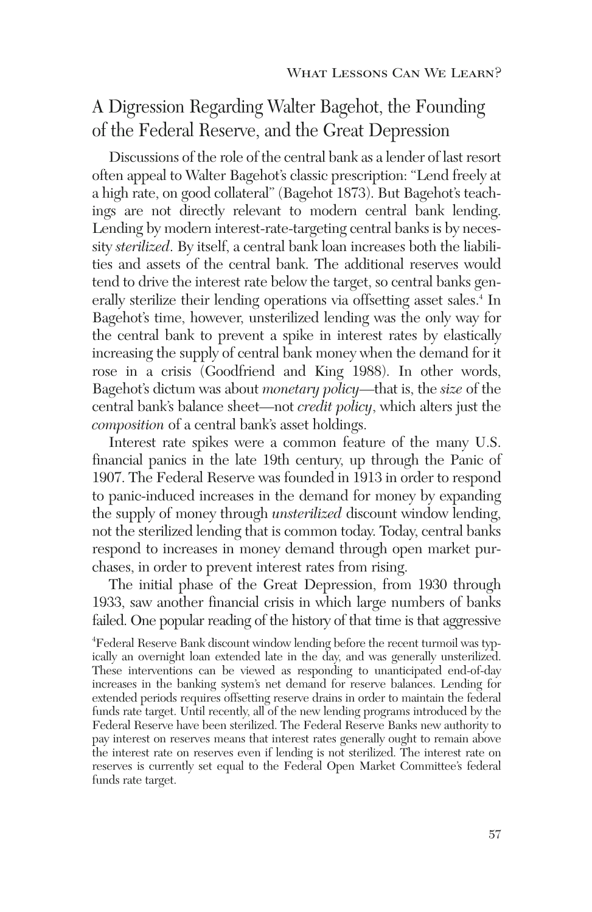## A Digression Regarding Walter Bagehot, the Founding of the Federal Reserve, and the Great Depression

Discussions of the role of the central bank as a lender of last resort often appeal to Walter Bagehot's classic prescription: "Lend freely at a high rate, on good collateral" (Bagehot 1873). But Bagehot's teachings are not directly relevant to modern central bank lending. Lending by modern interest-rate-targeting central banks is by necessity *sterilized*. By itself, a central bank loan increases both the liabilities and assets of the central bank. The additional reserves would tend to drive the interest rate below the target, so central banks generally sterilize their lending operations via offsetting asset sales.[4] In Bagehot's time, however, unsterilized lending was the only way for the central bank to prevent a spike in interest rates by elastically increasing the supply of central bank money when the demand for it rose in a crisis (Goodfriend and King 1988). In other words, Bagehot's dictum was about *monetary policy*—that is, the *size* of the central bank's balance sheet—not *credit policy*, which alters just the *composition* of a central bank's asset holdings.

Interest rate spikes were a common feature of the many U.S. financial panics in the late 19th century, up through the Panic of 1907. The Federal Reserve was founded in 1913 in order to respond to panic-induced increases in the demand for money by expanding the supply of money through *unsterilized* discount window lending, not the sterilized lending that is common today. Today, central banks respond to increases in money demand through open market purchases, in order to prevent interest rates from rising.

The initial phase of the Great Depression, from 1930 through 1933, saw another financial crisis in which large numbers of banks failed. One popular reading of the history of that time is that aggressive

[4] Federal Reserve Bank discount window lending before the recent turmoil was typically an overnight loan extended late in the day, and was generally unsterilized. These interventions can be viewed as responding to unanticipated end-of-day increases in the banking system's net demand for reserve balances. Lending for extended periods requires offsetting reserve drains in order to maintain the federal funds rate target. Until recently, all of the new lending programs introduced by the Federal Reserve have been sterilized. The Federal Reserve Banks new authority to pay interest on reserves means that interest rates generally ought to remain above the interest rate on reserves even if lending is not sterilized. The interest rate on reserves is currently set equal to the Federal Open Market Committee's federal funds rate target.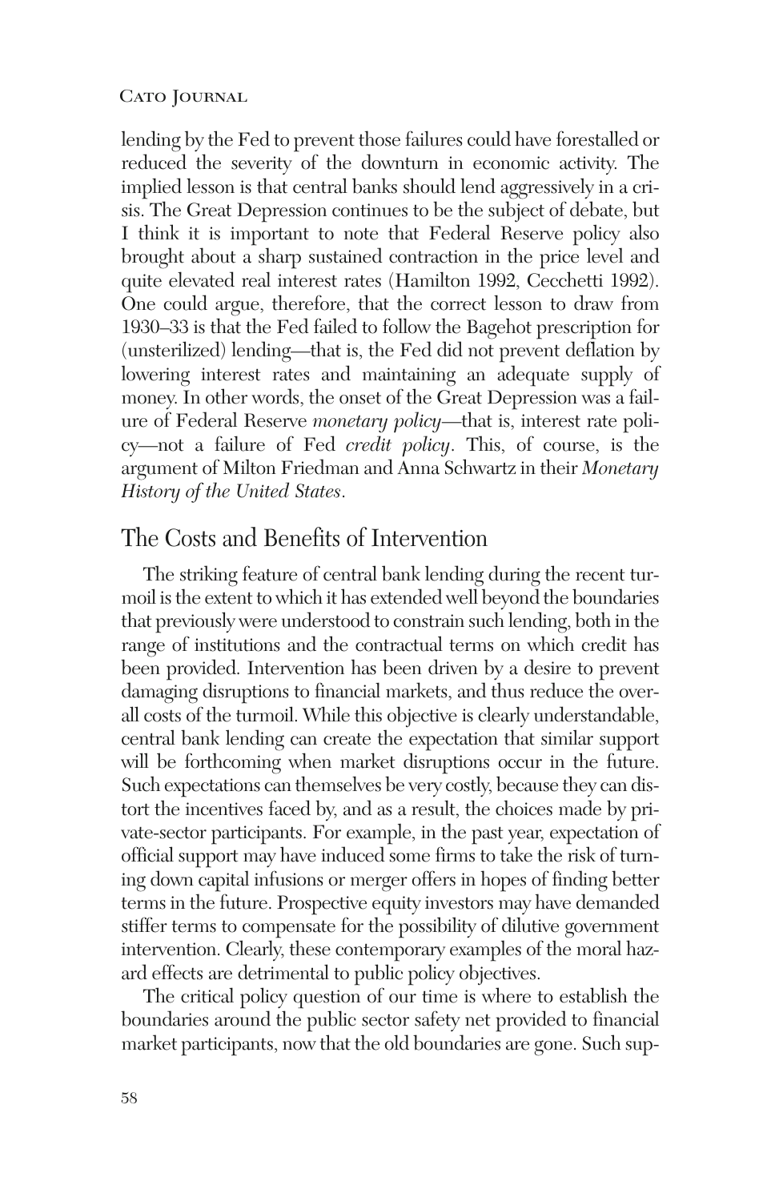lending by the Fed to prevent those failures could have forestalled or reduced the severity of the downturn in economic activity. The implied lesson is that central banks should lend aggressively in a crisis. The Great Depression continues to be the subject of debate, but I think it is important to note that Federal Reserve policy also brought about a sharp sustained contraction in the price level and quite elevated real interest rates (Hamilton 1992, Cecchetti 1992). One could argue, therefore, that the correct lesson to draw from 1930–33 is that the Fed failed to follow the Bagehot prescription for (unsterilized) lending—that is, the Fed did not prevent deflation by lowering interest rates and maintaining an adequate supply of money. In other words, the onset of the Great Depression was a failure of Federal Reserve *monetary policy*—that is, interest rate policy—not a failure of Fed *credit policy*. This, of course, is the argument of Milton Friedman and Anna Schwartz in their *Monetary History of the United States*.

## The Costs and Benefits of Intervention

The striking feature of central bank lending during the recent turmoil is the extent to which it has extended well beyond the boundaries that previously were understood to constrain such lending, both in the range of institutions and the contractual terms on which credit has been provided. Intervention has been driven by a desire to prevent damaging disruptions to financial markets, and thus reduce the overall costs of the turmoil. While this objective is clearly understandable, central bank lending can create the expectation that similar support will be forthcoming when market disruptions occur in the future. Such expectations can themselves be very costly, because they can distort the incentives faced by, and as a result, the choices made by private-sector participants. For example, in the past year, expectation of official support may have induced some firms to take the risk of turning down capital infusions or merger offers in hopes of finding better terms in the future. Prospective equity investors may have demanded stiffer terms to compensate for the possibility of dilutive government intervention. Clearly, these contemporary examples of the moral hazard effects are detrimental to public policy objectives.

The critical policy question of our time is where to establish the boundaries around the public sector safety net provided to financial market participants, now that the old boundaries are gone. Such sup-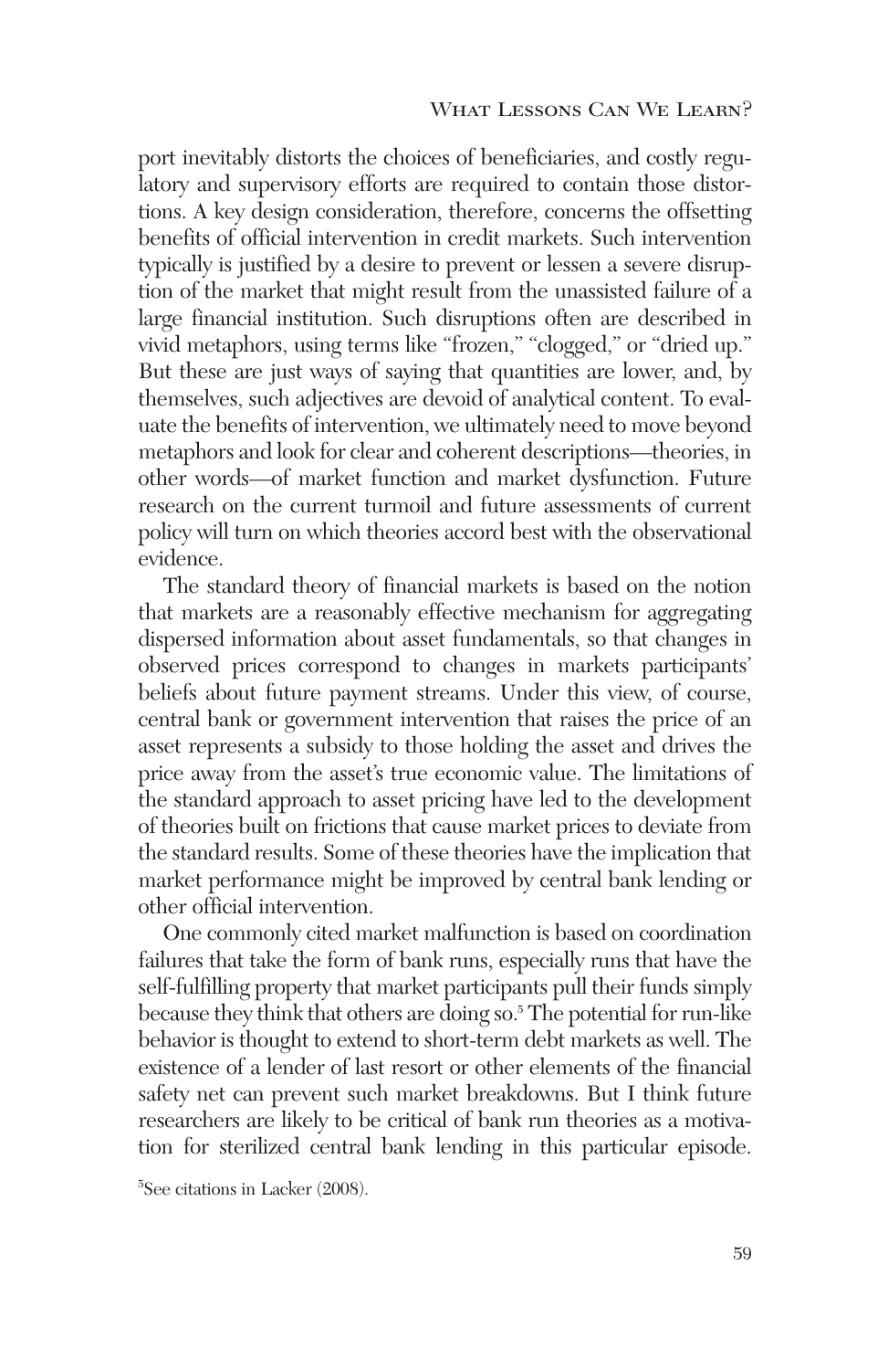port inevitably distorts the choices of beneficiaries, and costly regulatory and supervisory efforts are required to contain those distortions. A key design consideration, therefore, concerns the offsetting benefits of official intervention in credit markets. Such intervention typically is justified by a desire to prevent or lessen a severe disruption of the market that might result from the unassisted failure of a large financial institution. Such disruptions often are described in vivid metaphors, using terms like "frozen," "clogged," or "dried up." But these are just ways of saying that quantities are lower, and, by themselves, such adjectives are devoid of analytical content. To evaluate the benefits of intervention, we ultimately need to move beyond metaphors and look for clear and coherent descriptions—theories, in other words—of market function and market dysfunction. Future research on the current turmoil and future assessments of current policy will turn on which theories accord best with the observational evidence.

The standard theory of financial markets is based on the notion that markets are a reasonably effective mechanism for aggregating dispersed information about asset fundamentals, so that changes in observed prices correspond to changes in markets participants' beliefs about future payment streams. Under this view, of course, central bank or government intervention that raises the price of an asset represents a subsidy to those holding the asset and drives the price away from the asset's true economic value. The limitations of the standard approach to asset pricing have led to the development of theories built on frictions that cause market prices to deviate from the standard results. Some of these theories have the implication that market performance might be improved by central bank lending or other official intervention.

One commonly cited market malfunction is based on coordination failures that take the form of bank runs, especially runs that have the self-fulfilling property that market participants pull their funds simply because they think that others are doing so.[5] The potential for run-like behavior is thought to extend to short-term debt markets as well. The existence of a lender of last resort or other elements of the financial safety net can prevent such market breakdowns. But I think future researchers are likely to be critical of bank run theories as a motivation for sterilized central bank lending in this particular episode.

[5]See citations in Lacker (2008).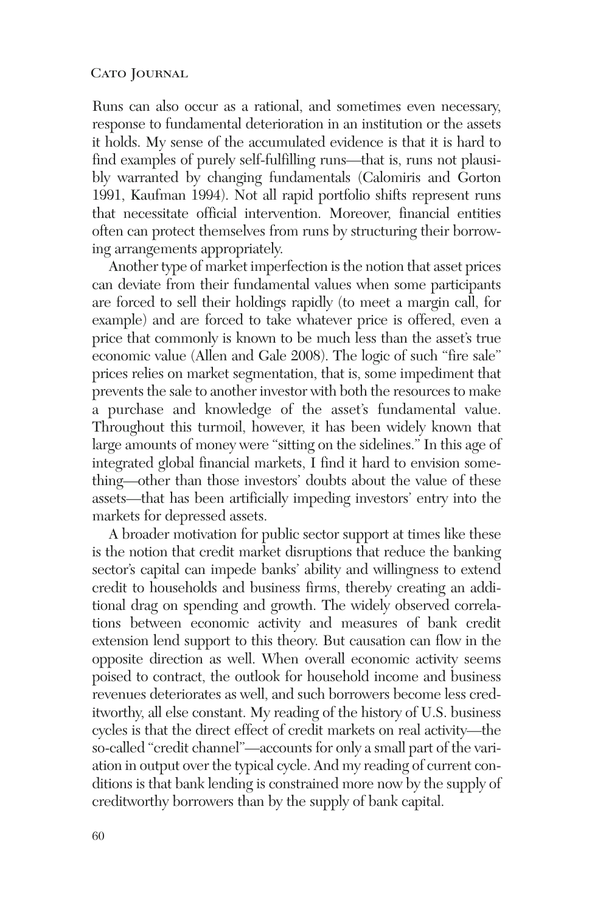Runs can also occur as a rational, and sometimes even necessary, response to fundamental deterioration in an institution or the assets it holds. My sense of the accumulated evidence is that it is hard to find examples of purely self-fulfilling runs—that is, runs not plausibly warranted by changing fundamentals (Calomiris and Gorton 1991, Kaufman 1994). Not all rapid portfolio shifts represent runs that necessitate official intervention. Moreover, financial entities often can protect themselves from runs by structuring their borrowing arrangements appropriately.

Another type of market imperfection is the notion that asset prices can deviate from their fundamental values when some participants are forced to sell their holdings rapidly (to meet a margin call, for example) and are forced to take whatever price is offered, even a price that commonly is known to be much less than the asset's true economic value (Allen and Gale 2008). The logic of such "fire sale" prices relies on market segmentation, that is, some impediment that prevents the sale to another investor with both the resources to make a purchase and knowledge of the asset's fundamental value. Throughout this turmoil, however, it has been widely known that large amounts of money were "sitting on the sidelines." In this age of integrated global financial markets, I find it hard to envision something—other than those investors' doubts about the value of these assets—that has been artificially impeding investors' entry into the markets for depressed assets.

A broader motivation for public sector support at times like these is the notion that credit market disruptions that reduce the banking sector's capital can impede banks' ability and willingness to extend credit to households and business firms, thereby creating an additional drag on spending and growth. The widely observed correlations between economic activity and measures of bank credit extension lend support to this theory. But causation can flow in the opposite direction as well. When overall economic activity seems poised to contract, the outlook for household income and business revenues deteriorates as well, and such borrowers become less creditworthy, all else constant. My reading of the history of U.S. business cycles is that the direct effect of credit markets on real activity—the so-called "credit channel"—accounts for only a small part of the variation in output over the typical cycle. And my reading of current conditions is that bank lending is constrained more now by the supply of creditworthy borrowers than by the supply of bank capital.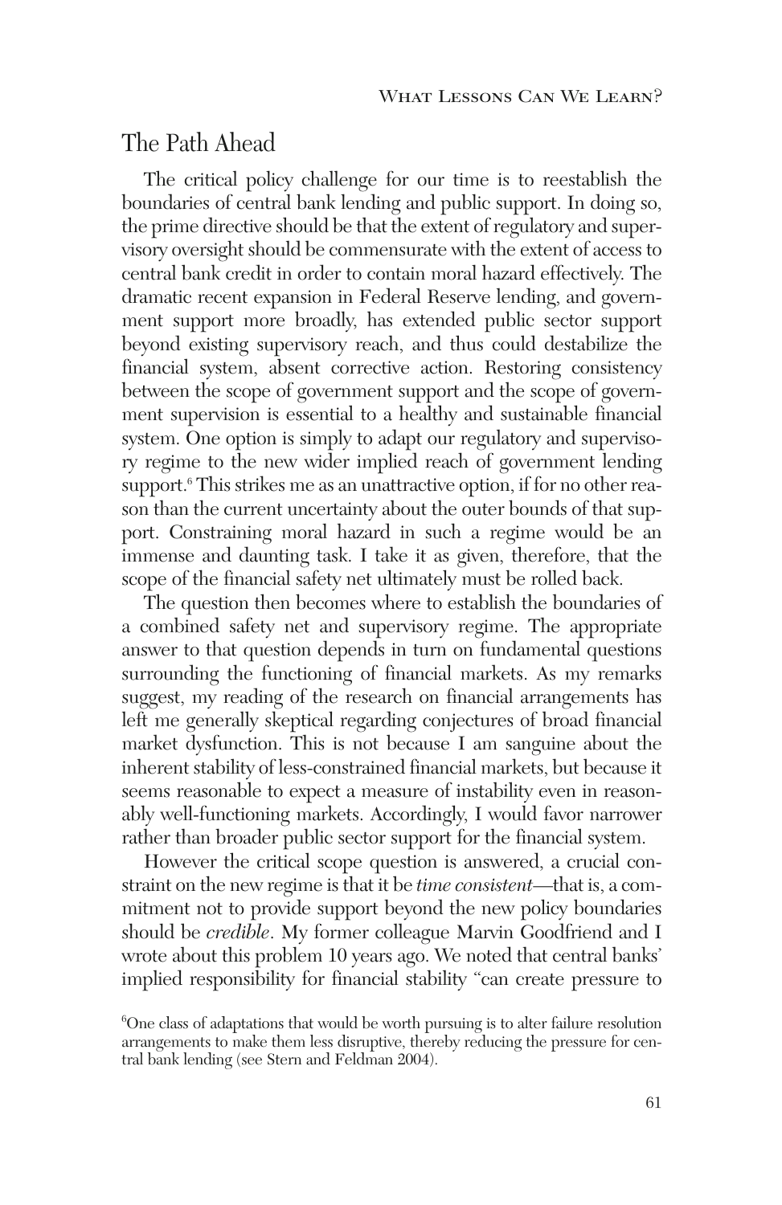## The Path Ahead

The critical policy challenge for our time is to reestablish the boundaries of central bank lending and public support. In doing so, the prime directive should be that the extent of regulatory and supervisory oversight should be commensurate with the extent of access to central bank credit in order to contain moral hazard effectively. The dramatic recent expansion in Federal Reserve lending, and government support more broadly, has extended public sector support beyond existing supervisory reach, and thus could destabilize the financial system, absent corrective action. Restoring consistency between the scope of government support and the scope of government supervision is essential to a healthy and sustainable financial system. One option is simply to adapt our regulatory and supervisory regime to the new wider implied reach of government lending support.[6] This strikes me as an unattractive option, if for no other reason than the current uncertainty about the outer bounds of that support. Constraining moral hazard in such a regime would be an immense and daunting task. I take it as given, therefore, that the scope of the financial safety net ultimately must be rolled back.

The question then becomes where to establish the boundaries of a combined safety net and supervisory regime. The appropriate answer to that question depends in turn on fundamental questions surrounding the functioning of financial markets. As my remarks suggest, my reading of the research on financial arrangements has left me generally skeptical regarding conjectures of broad financial market dysfunction. This is not because I am sanguine about the inherent stability of less-constrained financial markets, but because it seems reasonable to expect a measure of instability even in reasonably well-functioning markets. Accordingly, I would favor narrower rather than broader public sector support for the financial system.

However the critical scope question is answered, a crucial constraint on the new regime is that it be *time consistent*—that is, a commitment not to provide support beyond the new policy boundaries should be *credible*. My former colleague Marvin Goodfriend and I wrote about this problem 10 years ago. We noted that central banks' implied responsibility for financial stability "can create pressure to

[6]One class of adaptations that would be worth pursuing is to alter failure resolution arrangements to make them less disruptive, thereby reducing the pressure for central bank lending (see Stern and Feldman 2004).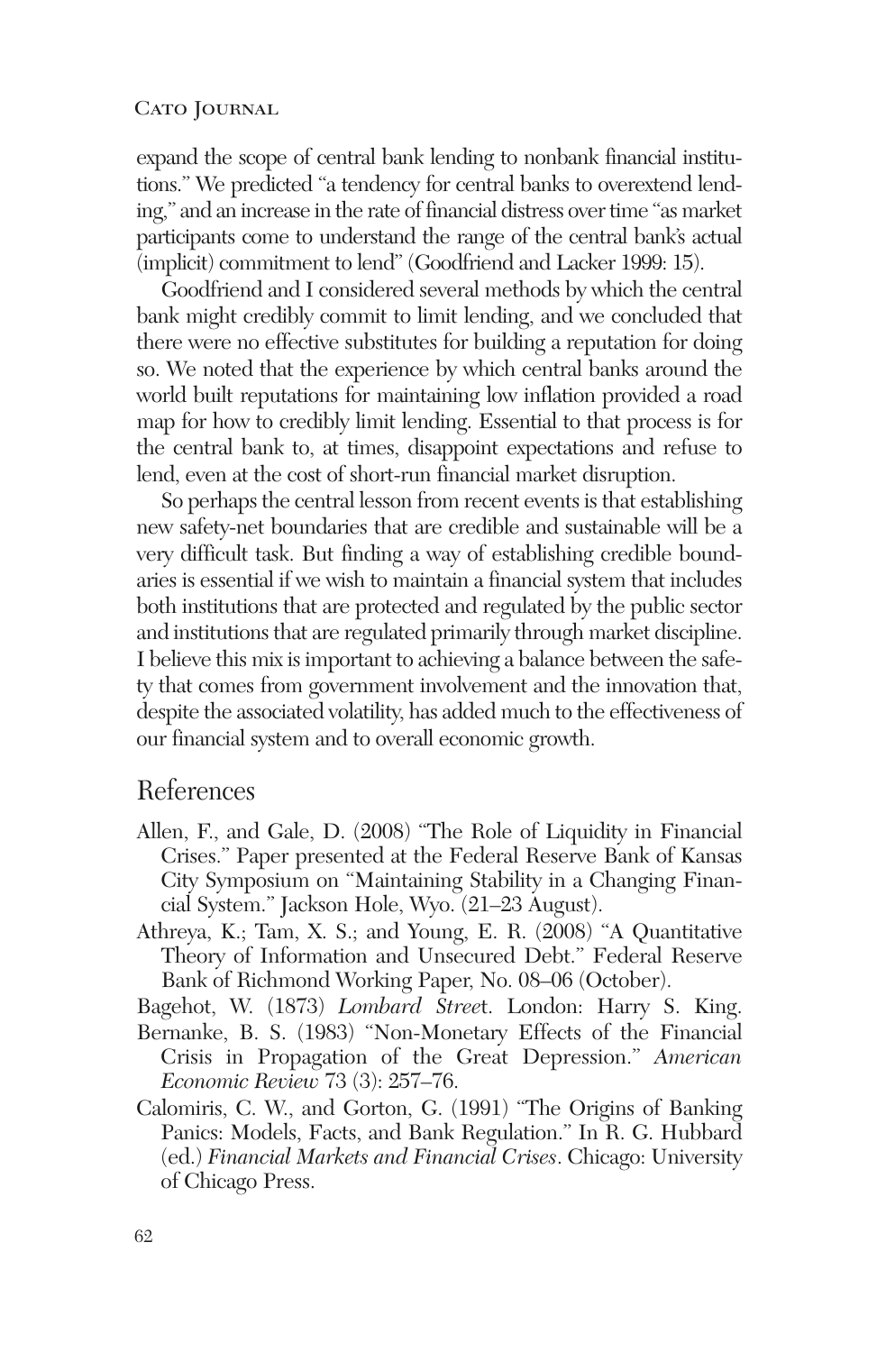expand the scope of central bank lending to nonbank financial institutions." We predicted "a tendency for central banks to overextend lending," and an increase in the rate of financial distress over time "as market participants come to understand the range of the central bank's actual (implicit) commitment to lend" (Goodfriend and Lacker 1999: 15).

Goodfriend and I considered several methods by which the central bank might credibly commit to limit lending, and we concluded that there were no effective substitutes for building a reputation for doing so. We noted that the experience by which central banks around the world built reputations for maintaining low inflation provided a road map for how to credibly limit lending. Essential to that process is for the central bank to, at times, disappoint expectations and refuse to lend, even at the cost of short-run financial market disruption.

So perhaps the central lesson from recent events is that establishing new safety-net boundaries that are credible and sustainable will be a very difficult task. But finding a way of establishing credible boundaries is essential if we wish to maintain a financial system that includes both institutions that are protected and regulated by the public sector and institutions that are regulated primarily through market discipline. I believe this mix is important to achieving a balance between the safety that comes from government involvement and the innovation that, despite the associated volatility, has added much to the effectiveness of our financial system and to overall economic growth.

## References

Allen, F., and Gale, D. (2008) "The Role of Liquidity in Financial Crises." Paper presented at the Federal Reserve Bank of Kansas City Symposium on "Maintaining Stability in a Changing Financial System." Jackson Hole, Wyo. (21–23 August).

Athreya, K.; Tam, X. S.; and Young, E. R. (2008) "A Quantitative Theory of Information and Unsecured Debt." Federal Reserve Bank of Richmond Working Paper, No. 08–06 (October).

Bagehot, W. (1873) *Lombard Street*. London: Harry S. King.

Bernanke, B. S. (1983) "Non-Monetary Effects of the Financial Crisis in Propagation of the Great Depression." *American Economic Review* 73 (3): 257–76.

Calomiris, C. W., and Gorton, G. (1991) "The Origins of Banking Panics: Models, Facts, and Bank Regulation." In R. G. Hubbard (ed.) *Financial Markets and Financial Crises*. Chicago: University of Chicago Press.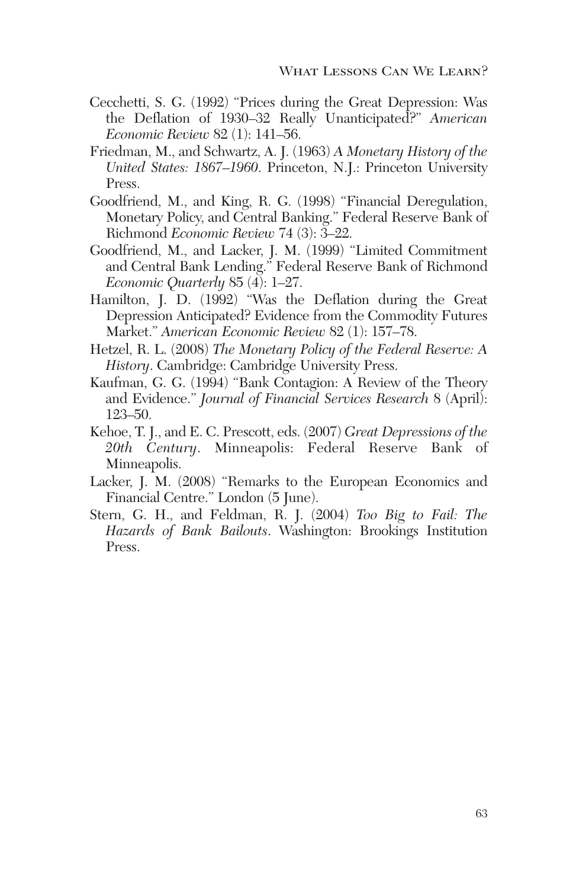Cecchetti, S. G. (1992) "Prices during the Great Depression: Was the Deflation of 1930–32 Really Unanticipated?" *American Economic Review* 82 (1): 141–56.

Friedman, M., and Schwartz, A. J. (1963) *A Monetary History of the United States: 1867–1960*. Princeton, N.J.: Princeton University Press.

Goodfriend, M., and King, R. G. (1998) "Financial Deregulation, Monetary Policy, and Central Banking." Federal Reserve Bank of Richmond *Economic Review* 74 (3): 3–22.

Goodfriend, M., and Lacker, J. M. (1999) "Limited Commitment and Central Bank Lending." Federal Reserve Bank of Richmond *Economic Quarterly* 85 (4): 1–27.

Hamilton, J. D. (1992) "Was the Deflation during the Great Depression Anticipated? Evidence from the Commodity Futures Market." *American Economic Review* 82 (1): 157–78.

Hetzel, R. L. (2008) *The Monetary Policy of the Federal Reserve: A History*. Cambridge: Cambridge University Press.

Kaufman, G. G. (1994) "Bank Contagion: A Review of the Theory and Evidence." *Journal of Financial Services Research* 8 (April): 123–50.

Kehoe, T. J., and E. C. Prescott, eds. (2007) *Great Depressions of the 20th Century*. Minneapolis: Federal Reserve Bank of Minneapolis.

Lacker, J. M. (2008) "Remarks to the European Economics and Financial Centre." London (5 June).

Stern, G. H., and Feldman, R. J. (2004) *Too Big to Fail: The Hazards of Bank Bailouts*. Washington: Brookings Institution Press.